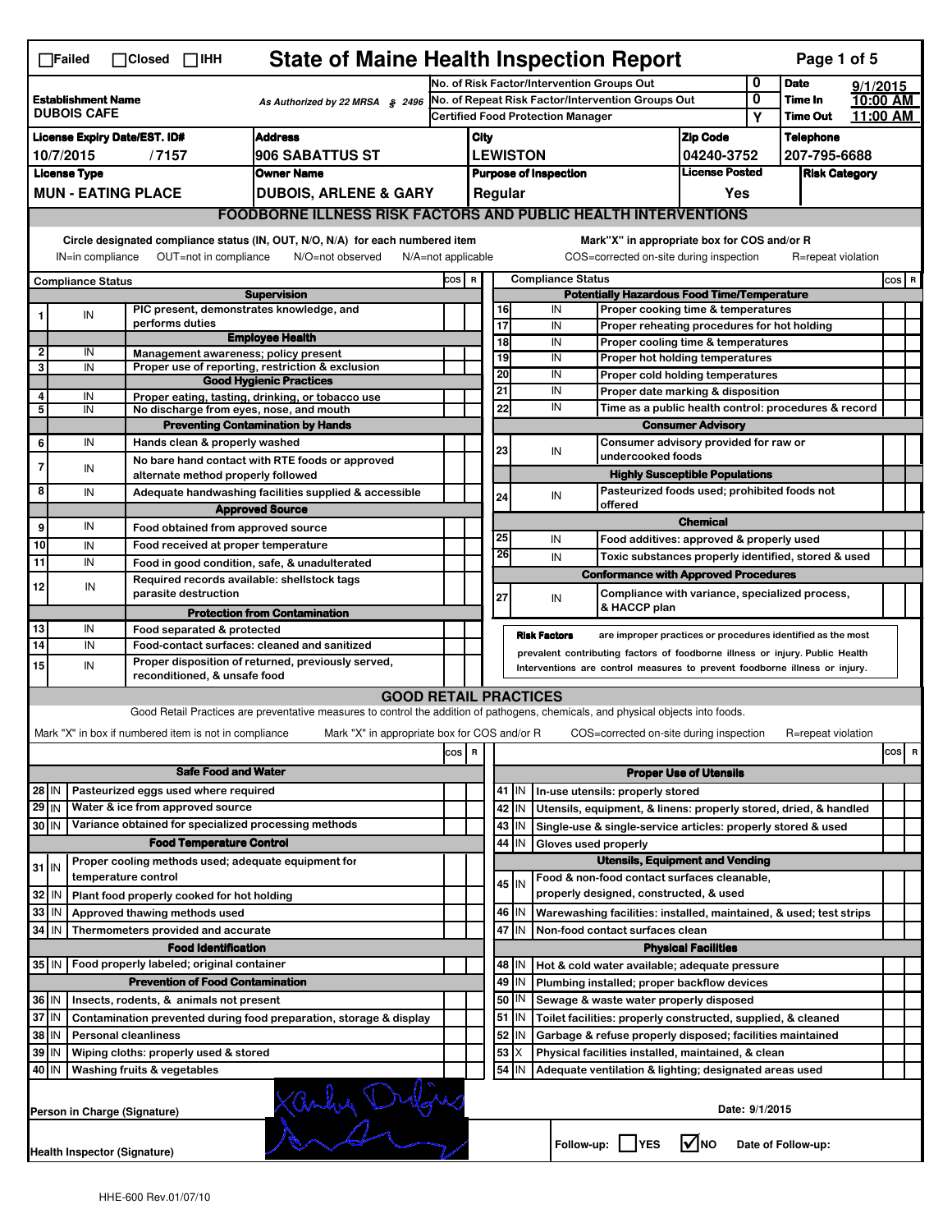☐Failed ☐Closed ☐IHH

# State of Maine Health Inspection Report

| | | | | | |
|---|---|---|---|---|---|
| **Establishment Name** DUBOIS CAFE | As Authorized by 22 MRSA § 2496 | No. of Risk Factor/Intervention Groups Out | 0 | **Date** | 9/1/2015 |
| | | No. of Repeat Risk Factor/Intervention Groups Out | 0 | **Time In** | 10:00 AM |
| | | Certified Food Protection Manager | Y | **Time Out** | 11:00 AM |

| License Expiry Date/EST. ID# | Address | City | Zip Code | Telephone |
|---|---|---|---|---|
| 10/7/2015 / 7157 | 906 SABATTUS ST | LEWISTON | 04240-3752 | 207-795-6688 |
| **License Type** | **Owner Name** | **Purpose of Inspection** | **License Posted** | **Risk Category** |
| MUN - EATING PLACE | DUBOIS, ARLENE & GARY | Regular | Yes | |

## FOODBORNE ILLNESS RISK FACTORS AND PUBLIC HEALTH INTERVENTIONS

Circle designated compliance status (IN, OUT, N/O, N/A) for each numbered item — IN=in compliance OUT=not in compliance N/O=not observed N/A=not applicable

Mark"X" in appropriate box for COS and/or R — COS=corrected on-site during inspection R=repeat violation

| # | Compliance Status | Item | COS | R |
|---|---|---|---|---|
| | | **Supervision** | | |
| 1 | IN | PIC present, demonstrates knowledge, and performs duties | | |
| | | **Employee Health** | | |
| 2 | IN | Management awareness; policy present | | |
| 3 | IN | Proper use of reporting, restriction & exclusion | | |
| | | **Good Hygienic Practices** | | |
| 4 | IN | Proper eating, tasting, drinking, or tobacco use | | |
| 5 | IN | No discharge from eyes, nose, and mouth | | |
| | | **Preventing Contamination by Hands** | | |
| 6 | IN | Hands clean & properly washed | | |
| 7 | IN | No bare hand contact with RTE foods or approved alternate method properly followed | | |
| 8 | IN | Adequate handwashing facilities supplied & accessible | | |
| | | **Approved Source** | | |
| 9 | IN | Food obtained from approved source | | |
| 10 | IN | Food received at proper temperature | | |
| 11 | IN | Food in good condition, safe, & unadulterated | | |
| 12 | IN | Required records available: shellstock tags parasite destruction | | |
| | | **Protection from Contamination** | | |
| 13 | IN | Food separated & protected | | |
| 14 | IN | Food-contact surfaces: cleaned and sanitized | | |
| 15 | IN | Proper disposition of returned, previously served, reconditioned, & unsafe food | | |
| | | **Potentially Hazardous Food Time/Temperature** | | |
| 16 | IN | Proper cooking time & temperatures | | |
| 17 | IN | Proper reheating procedures for hot holding | | |
| 18 | IN | Proper cooling time & temperatures | | |
| 19 | IN | Proper hot holding temperatures | | |
| 20 | IN | Proper cold holding temperatures | | |
| 21 | IN | Proper date marking & disposition | | |
| 22 | IN | Time as a public health control: procedures & record | | |
| | | **Consumer Advisory** | | |
| 23 | IN | Consumer advisory provided for raw or undercooked foods | | |
| | | **Highly Susceptible Populations** | | |
| 24 | IN | Pasteurized foods used; prohibited foods not offered | | |
| | | **Chemical** | | |
| 25 | IN | Food additives: approved & properly used | | |
| 26 | IN | Toxic substances properly identified, stored & used | | |
| | | **Conformance with Approved Procedures** | | |
| 27 | IN | Compliance with variance, specialized process, & HACCP plan | | |

**Risk Factors** are improper practices or procedures identified as the most prevalent contributing factors of foodborne illness or injury. Public Health Interventions are control measures to prevent foodborne illness or injury.

## GOOD RETAIL PRACTICES

Good Retail Practices are preventative measures to control the addition of pathogens, chemicals, and physical objects into foods.

Mark "X" in box if numbered item is not in compliance — Mark "X" in appropriate box for COS and/or R — COS=corrected on-site during inspection R=repeat violation

| # | Status | Item | COS | R |
|---|---|---|---|---|
| | | **Safe Food and Water** | | |
| 28 | IN | Pasteurized eggs used where required | | |
| 29 | IN | Water & ice from approved source | | |
| 30 | IN | Variance obtained for specialized processing methods | | |
| | | **Food Temperature Control** | | |
| 31 | IN | Proper cooling methods used; adequate equipment for temperature control | | |
| 32 | IN | Plant food properly cooked for hot holding | | |
| 33 | IN | Approved thawing methods used | | |
| 34 | IN | Thermometers provided and accurate | | |
| | | **Food Identification** | | |
| 35 | IN | Food properly labeled; original container | | |
| | | **Prevention of Food Contamination** | | |
| 36 | IN | Insects, rodents, & animals not present | | |
| 37 | IN | Contamination prevented during food preparation, storage & display | | |
| 38 | IN | Personal cleanliness | | |
| 39 | IN | Wiping cloths: properly used & stored | | |
| 40 | IN | Washing fruits & vegetables | | |
| | | **Proper Use of Utensils** | | |
| 41 | IN | In-use utensils: properly stored | | |
| 42 | IN | Utensils, equipment, & linens: properly stored, dried, & handled | | |
| 43 | IN | Single-use & single-service articles: properly stored & used | | |
| 44 | IN | Gloves used properly | | |
| | | **Utensils, Equipment and Vending** | | |
| 45 | IN | Food & non-food contact surfaces cleanable, properly designed, constructed, & used | | |
| 46 | IN | Warewashing facilities: installed, maintained, & used; test strips | | |
| 47 | IN | Non-food contact surfaces clean | | |
| | | **Physical Facilities** | | |
| 48 | IN | Hot & cold water available; adequate pressure | | |
| 49 | IN | Plumbing installed; proper backflow devices | | |
| 50 | IN | Sewage & waste water properly disposed | | |
| 51 | IN | Toilet facilities: properly constructed, supplied, & cleaned | | |
| 52 | IN | Garbage & refuse properly disposed; facilities maintained | | |
| 53 | X | Physical facilities installed, maintained, & clean | | |
| 54 | IN | Adequate ventilation & lighting; designated areas used | | |

Person in Charge (Signature): [signature]

Date: 9/1/2015

Health Inspector (Signature): [signature]

Follow-up: ☐ YES ☑ NO Date of Follow-up:

HHE-600 Rev.01/07/10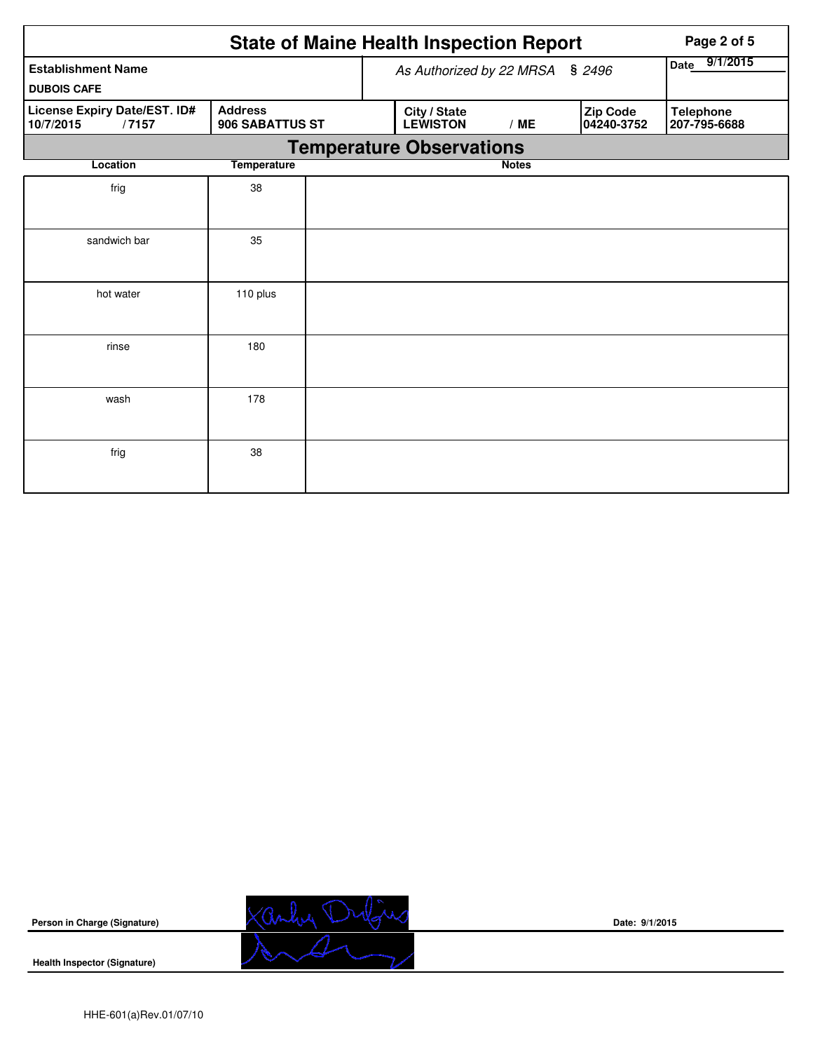# State of Maine Health Inspection Report

| Establishment Name | | As Authorized by 22 MRSA § 2496 | | | Date 9/1/2015 |
|---|---|---|---|---|---|
| DUBOIS CAFE | | | | | |
| License Expiry Date/EST. ID# | Address | City / State | | Zip Code | Telephone |
| 10/7/2015 / 7157 | 906 SABATTUS ST | LEWISTON | / ME | 04240-3752 | 207-795-6688 |

## Temperature Observations

| Location | Temperature | Notes |
|---|---|---|
| frig | 38 | |
| sandwich bar | 35 | |
| hot water | 110 plus | |
| rinse | 180 | |
| wash | 178 | |
| frig | 38 | |

**Person in Charge (Signature)** Date: 9/1/2015

**Health Inspector (Signature)**

HHE-601(a)Rev.01/07/10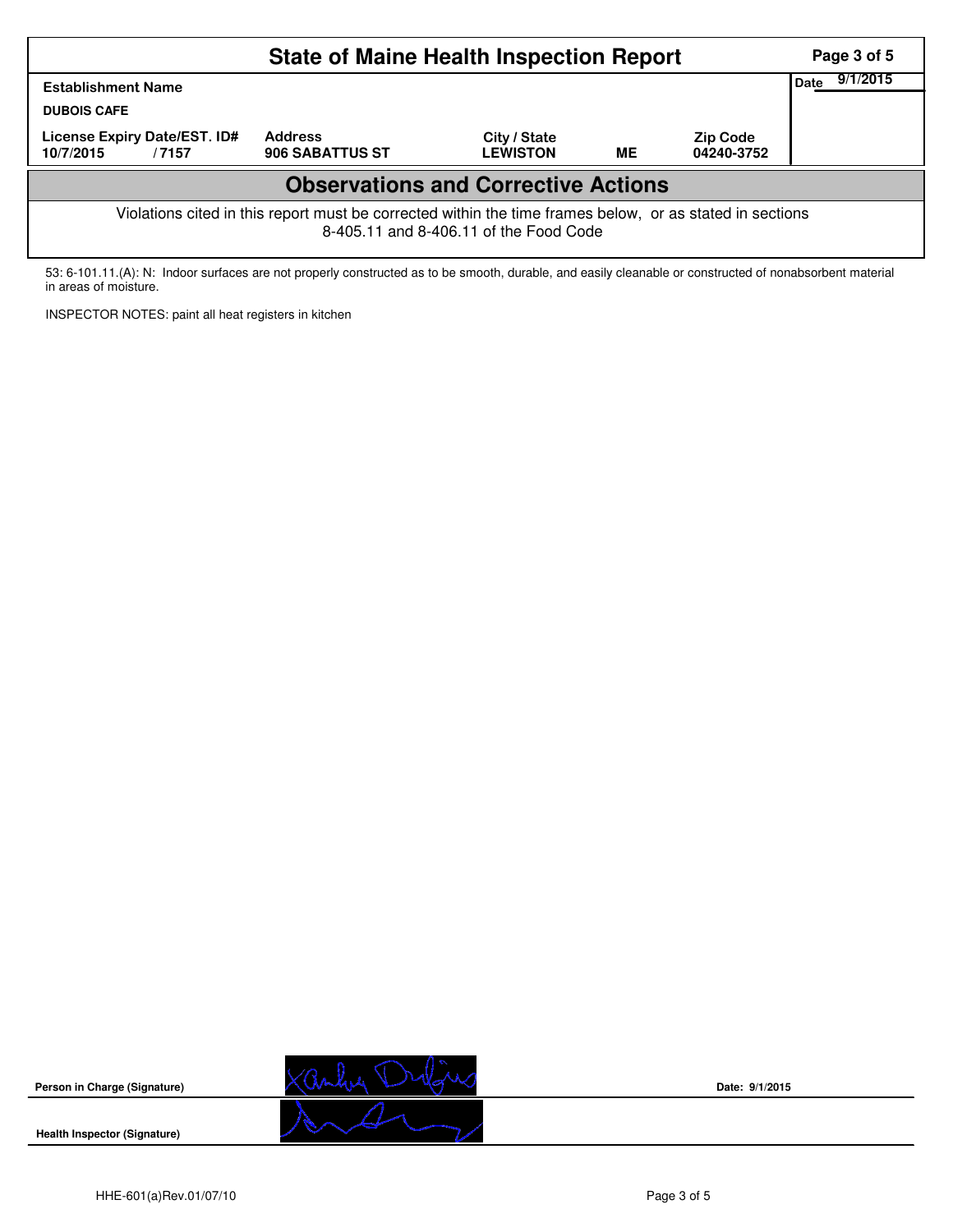# State of Maine Health Inspection Report

| Establishment Name | | | | | Date 9/1/2015 |
|---|---|---|---|---|---|
| DUBOIS CAFE | | | | | |
| License Expiry Date/EST. ID# | | Address | City / State | | Zip Code |
| 10/7/2015 | /7157 | 906 SABATTUS ST | LEWISTON | ME | 04240-3752 |

## Observations and Corrective Actions

Violations cited in this report must be corrected within the time frames below, or as stated in sections 8-405.11 and 8-406.11 of the Food Code

53: 6-101.11.(A): N: Indoor surfaces are not properly constructed as to be smooth, durable, and easily cleanable or constructed of nonabsorbent material in areas of moisture.

INSPECTOR NOTES: paint all heat registers in kitchen

Person in Charge (Signature) — Date: 9/1/2015

Health Inspector (Signature)

HHE-601(a)Rev.01/07/10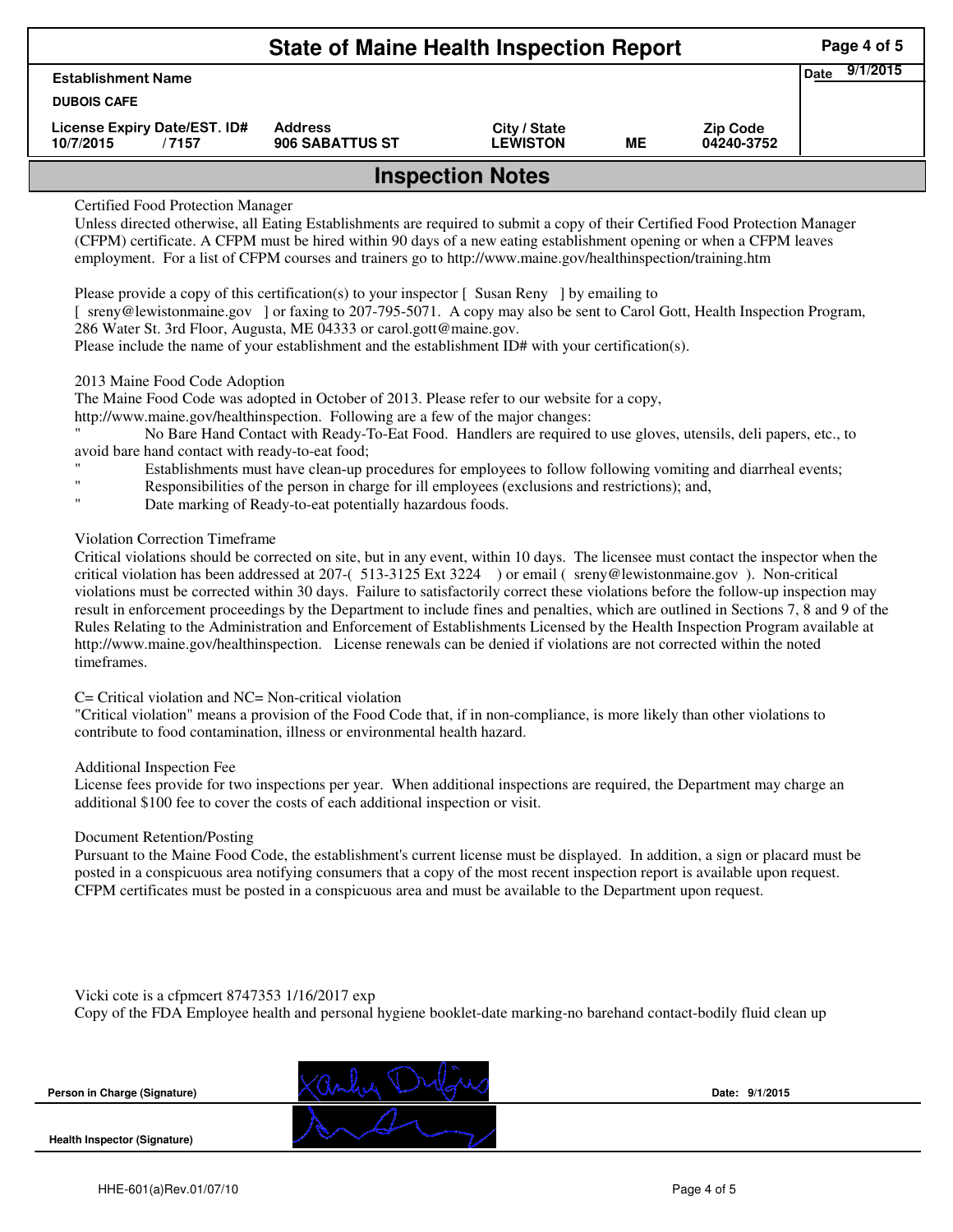# State of Maine Health Inspection Report

| Establishment Name | | | | | Date 9/1/2015 |
|---|---|---|---|---|---|
| DUBOIS CAFE | | | | | |
| License Expiry Date/EST. ID# | Address | City / State | | Zip Code | |
| 10/7/2015 / 7157 | 906 SABATTUS ST | LEWISTON | ME | 04240-3752 | |

## Inspection Notes

Certified Food Protection Manager

Unless directed otherwise, all Eating Establishments are required to submit a copy of their Certified Food Protection Manager (CFPM) certificate. A CFPM must be hired within 90 days of a new eating establishment opening or when a CFPM leaves employment. For a list of CFPM courses and trainers go to http://www.maine.gov/healthinspection/training.htm

Please provide a copy of this certification(s) to your inspector [ Susan Reny ] by emailing to [ sreny@lewistonmaine.gov ] or faxing to 207-795-5071. A copy may also be sent to Carol Gott, Health Inspection Program, 286 Water St. 3rd Floor, Augusta, ME 04333 or carol.gott@maine.gov.

Please include the name of your establishment and the establishment ID# with your certification(s).

2013 Maine Food Code Adoption

The Maine Food Code was adopted in October of 2013. Please refer to our website for a copy, http://www.maine.gov/healthinspection. Following are a few of the major changes:

" No Bare Hand Contact with Ready-To-Eat Food. Handlers are required to use gloves, utensils, deli papers, etc., to avoid bare hand contact with ready-to-eat food;

" Establishments must have clean-up procedures for employees to follow following vomiting and diarrheal events;

" Responsibilities of the person in charge for ill employees (exclusions and restrictions); and,

" Date marking of Ready-to-eat potentially hazardous foods.

Violation Correction Timeframe

Critical violations should be corrected on site, but in any event, within 10 days. The licensee must contact the inspector when the critical violation has been addressed at 207-( 513-3125 Ext 3224 ) or email ( sreny@lewistonmaine.gov ). Non-critical violations must be corrected within 30 days. Failure to satisfactorily correct these violations before the follow-up inspection may result in enforcement proceedings by the Department to include fines and penalties, which are outlined in Sections 7, 8 and 9 of the Rules Relating to the Administration and Enforcement of Establishments Licensed by the Health Inspection Program available at http://www.maine.gov/healthinspection. License renewals can be denied if violations are not corrected within the noted timeframes.

C= Critical violation and NC= Non-critical violation

"Critical violation" means a provision of the Food Code that, if in non-compliance, is more likely than other violations to contribute to food contamination, illness or environmental health hazard.

Additional Inspection Fee

License fees provide for two inspections per year. When additional inspections are required, the Department may charge an additional $100 fee to cover the costs of each additional inspection or visit.

Document Retention/Posting

Pursuant to the Maine Food Code, the establishment's current license must be displayed. In addition, a sign or placard must be posted in a conspicuous area notifying consumers that a copy of the most recent inspection report is available upon request. CFPM certificates must be posted in a conspicuous area and must be available to the Department upon request.

Vicki cote is a cfpmcert 8747353 1/16/2017 exp

Copy of the FDA Employee health and personal hygiene booklet-date marking-no barehand contact-bodily fluid clean up

**Person in Charge (Signature)** Date: 9/1/2015

**Health Inspector (Signature)**

HHE-601(a)Rev.01/07/10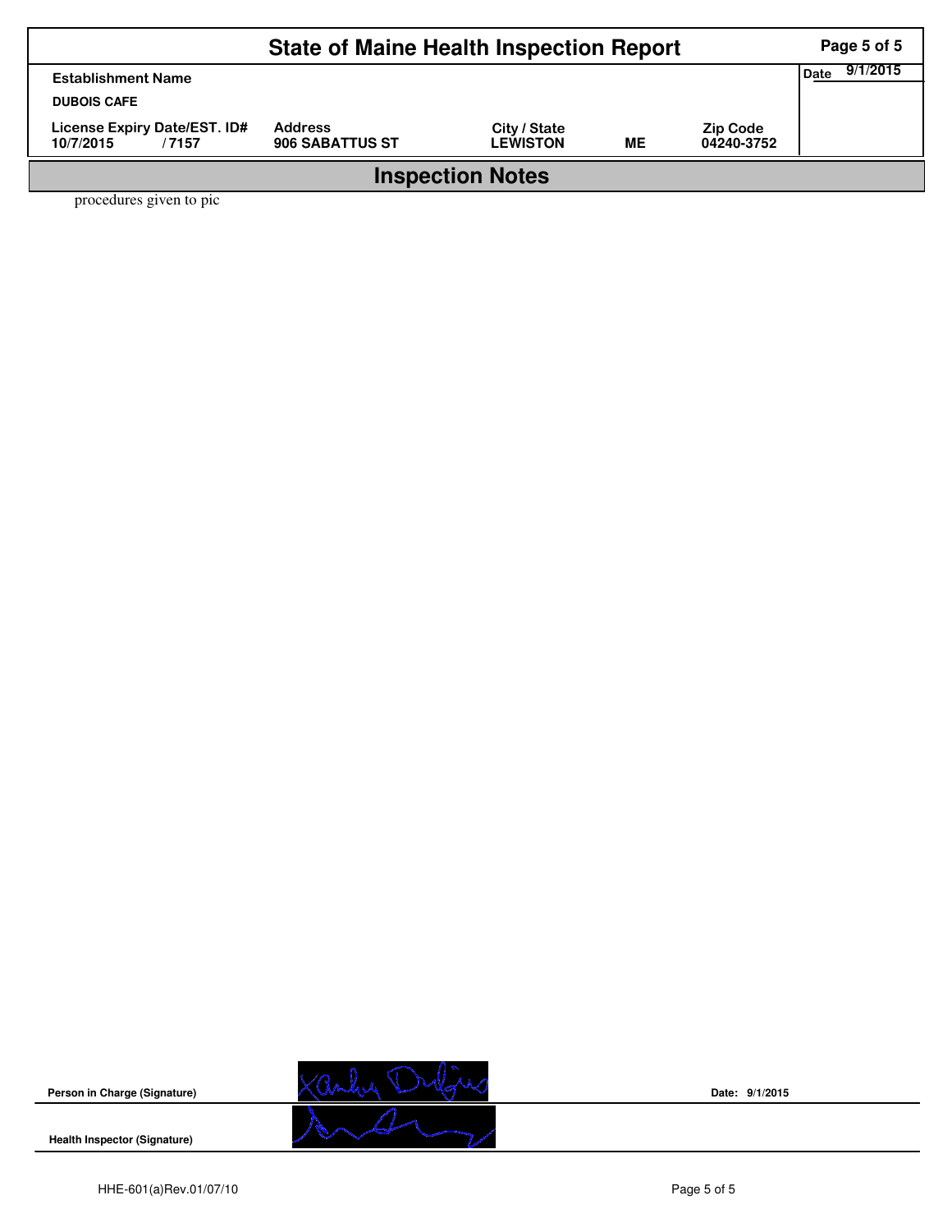# State of Maine Health Inspection Report

| Establishment Name | | | | | Date 9/1/2015 |
|---|---|---|---|---|---|
| DUBOIS CAFE | | | | | |
| License Expiry Date/EST. ID# | Address | City / State | | Zip Code | |
| 10/7/2015 / 7157 | 906 SABATTUS ST | LEWISTON | ME | 04240-3752 | |

## Inspection Notes

procedures given to pic

**Person in Charge (Signature)** Date: 9/1/2015

**Health Inspector (Signature)**

HHE-601(a)Rev.01/07/10